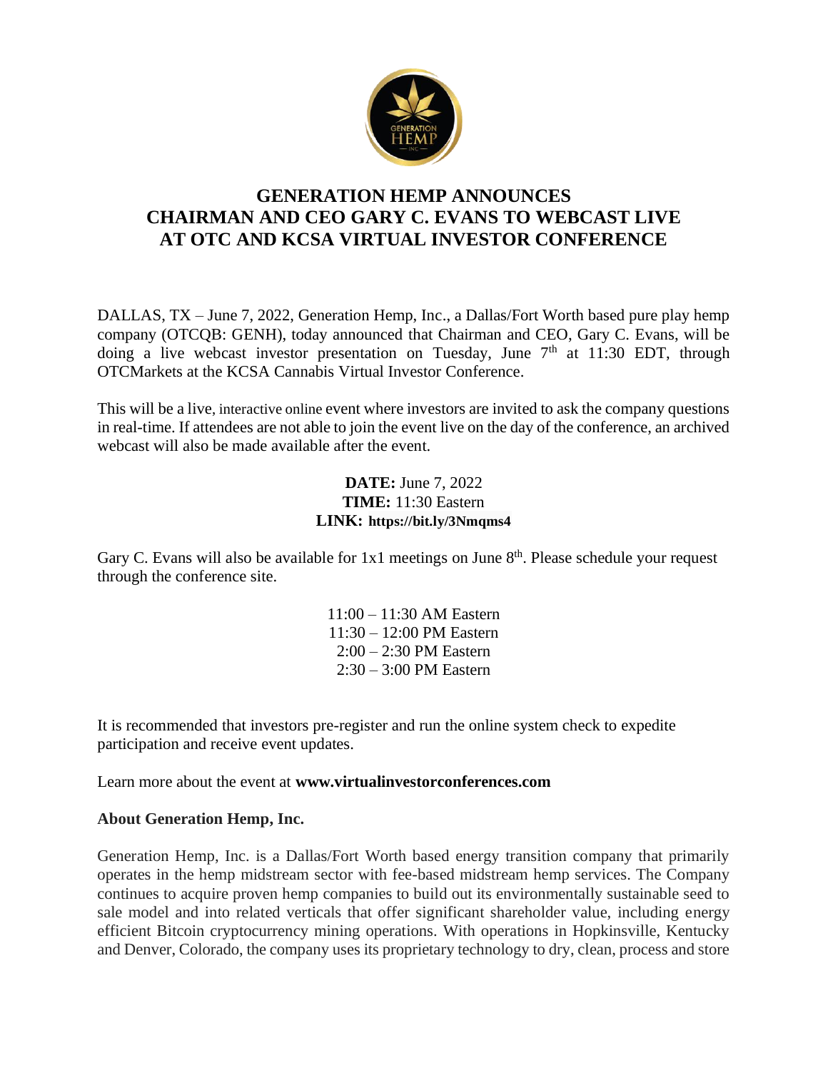# GENERATION HEMP ANNOUNCES CHAIRMAN AND CEO GARY C. EVANS TO WEBCAST LIVE AT OTC AND KCSA VIRTUAL INVESTOR CONFERENCE

DALLAS, TX – June 7, 2022, Generation Hemp, Inc., a Dallas/Fort Worth based pure play hemp company (OTCQB: GENH), today announced that Chairman and CEO, Gary C. Evans, will be doing a live webcast investor presentation on Tuesday, June 7th at 11:30 EDT, through OTCMarkets at the KCSA Cannabis Virtual Investor Conference.

This will be a live, interactive online event where investors are invited to ask the company questions in real-time. If attendees are not able to join the event live on the day of the conference, an archived webcast will also be made available after the event.

**DATE:** June 7, 2022
**TIME:** 11:30 Eastern
**LINK: https://bit.ly/3Nmqms4**

Gary C. Evans will also be available for 1x1 meetings on June 8th. Please schedule your request through the conference site.

11:00 – 11:30 AM Eastern
11:30 – 12:00 PM Eastern
2:00 – 2:30 PM Eastern
2:30 – 3:00 PM Eastern

It is recommended that investors pre-register and run the online system check to expedite participation and receive event updates.

Learn more about the event at **www.virtualinvestorconferences.com**

**About Generation Hemp, Inc.**

Generation Hemp, Inc. is a Dallas/Fort Worth based energy transition company that primarily operates in the hemp midstream sector with fee-based midstream hemp services. The Company continues to acquire proven hemp companies to build out its environmentally sustainable seed to sale model and into related verticals that offer significant shareholder value, including energy efficient Bitcoin cryptocurrency mining operations. With operations in Hopkinsville, Kentucky and Denver, Colorado, the company uses its proprietary technology to dry, clean, process and store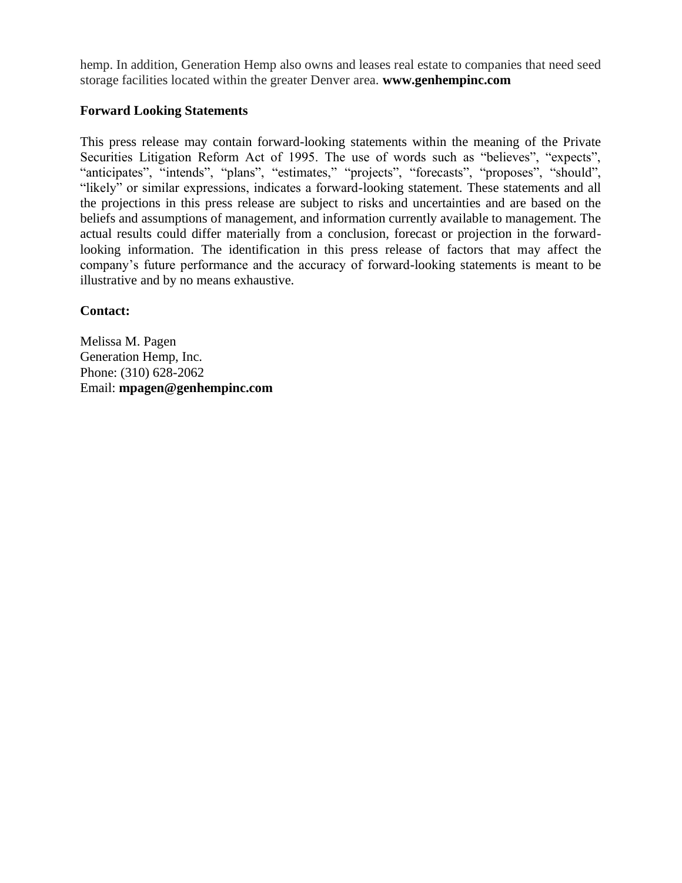hemp. In addition, Generation Hemp also owns and leases real estate to companies that need seed storage facilities located within the greater Denver area. **www.genhempinc.com**

**Forward Looking Statements**

This press release may contain forward-looking statements within the meaning of the Private Securities Litigation Reform Act of 1995. The use of words such as "believes", "expects", "anticipates", "intends", "plans", "estimates," "projects", "forecasts", "proposes", "should", "likely" or similar expressions, indicates a forward-looking statement. These statements and all the projections in this press release are subject to risks and uncertainties and are based on the beliefs and assumptions of management, and information currently available to management. The actual results could differ materially from a conclusion, forecast or projection in the forward-looking information. The identification in this press release of factors that may affect the company's future performance and the accuracy of forward-looking statements is meant to be illustrative and by no means exhaustive.

**Contact:**

Melissa M. Pagen
Generation Hemp, Inc.
Phone: (310) 628-2062
Email: **mpagen@genhempinc.com**